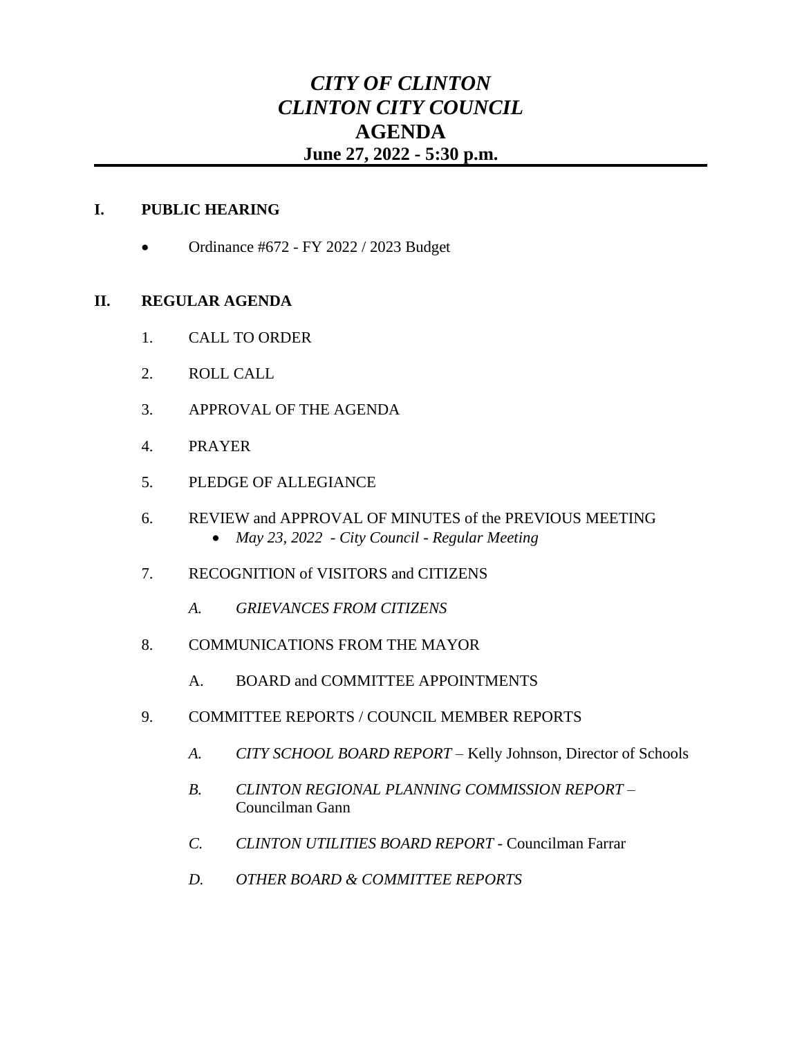# *CITY OF CLINTON*
# *CLINTON CITY COUNCIL*
# AGENDA
## June 27, 2022 - 5:30 p.m.

---

**I. PUBLIC HEARING**

- Ordinance #672 - FY 2022 / 2023 Budget

**II. REGULAR AGENDA**

1. CALL TO ORDER

2. ROLL CALL

3. APPROVAL OF THE AGENDA

4. PRAYER

5. PLEDGE OF ALLEGIANCE

6. REVIEW and APPROVAL OF MINUTES of the PREVIOUS MEETING
   - *May 23, 2022 - City Council - Regular Meeting*

7. RECOGNITION of VISITORS and CITIZENS

   *A. GRIEVANCES FROM CITIZENS*

8. COMMUNICATIONS FROM THE MAYOR

   A. BOARD and COMMITTEE APPOINTMENTS

9. COMMITTEE REPORTS / COUNCIL MEMBER REPORTS

   *A. CITY SCHOOL BOARD REPORT* – Kelly Johnson, Director of Schools

   *B. CLINTON REGIONAL PLANNING COMMISSION REPORT* – Councilman Gann

   *C. CLINTON UTILITIES BOARD REPORT* - Councilman Farrar

   *D. OTHER BOARD & COMMITTEE REPORTS*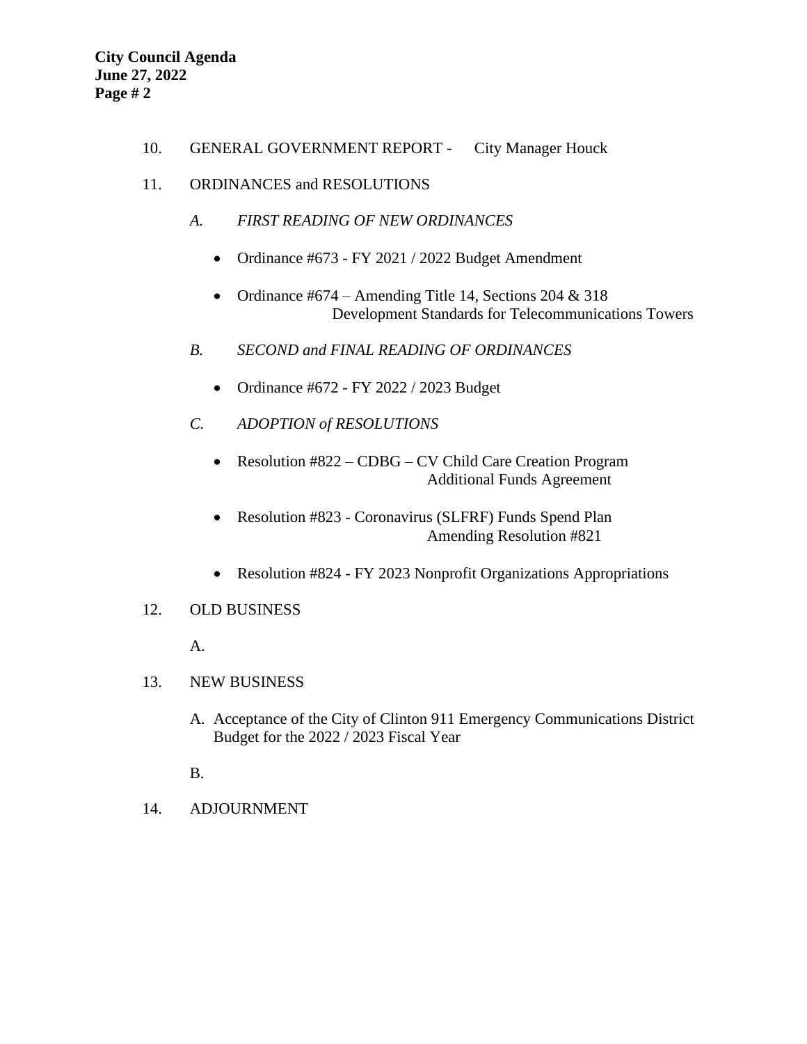10. GENERAL GOVERNMENT REPORT - City Manager Houck

11. ORDINANCES and RESOLUTIONS

    *A. FIRST READING OF NEW ORDINANCES*

    - Ordinance #673 - FY 2021 / 2022 Budget Amendment
    - Ordinance #674 – Amending Title 14, Sections 204 & 318
      Development Standards for Telecommunications Towers

    *B. SECOND and FINAL READING OF ORDINANCES*

    - Ordinance #672 - FY 2022 / 2023 Budget

    *C. ADOPTION of RESOLUTIONS*

    - Resolution #822 – CDBG – CV Child Care Creation Program
      Additional Funds Agreement
    - Resolution #823 - Coronavirus (SLFRF) Funds Spend Plan
      Amending Resolution #821
    - Resolution #824 - FY 2023 Nonprofit Organizations Appropriations

12. OLD BUSINESS

    A.

13. NEW BUSINESS

    A. Acceptance of the City of Clinton 911 Emergency Communications District Budget for the 2022 / 2023 Fiscal Year

    B.

14. ADJOURNMENT